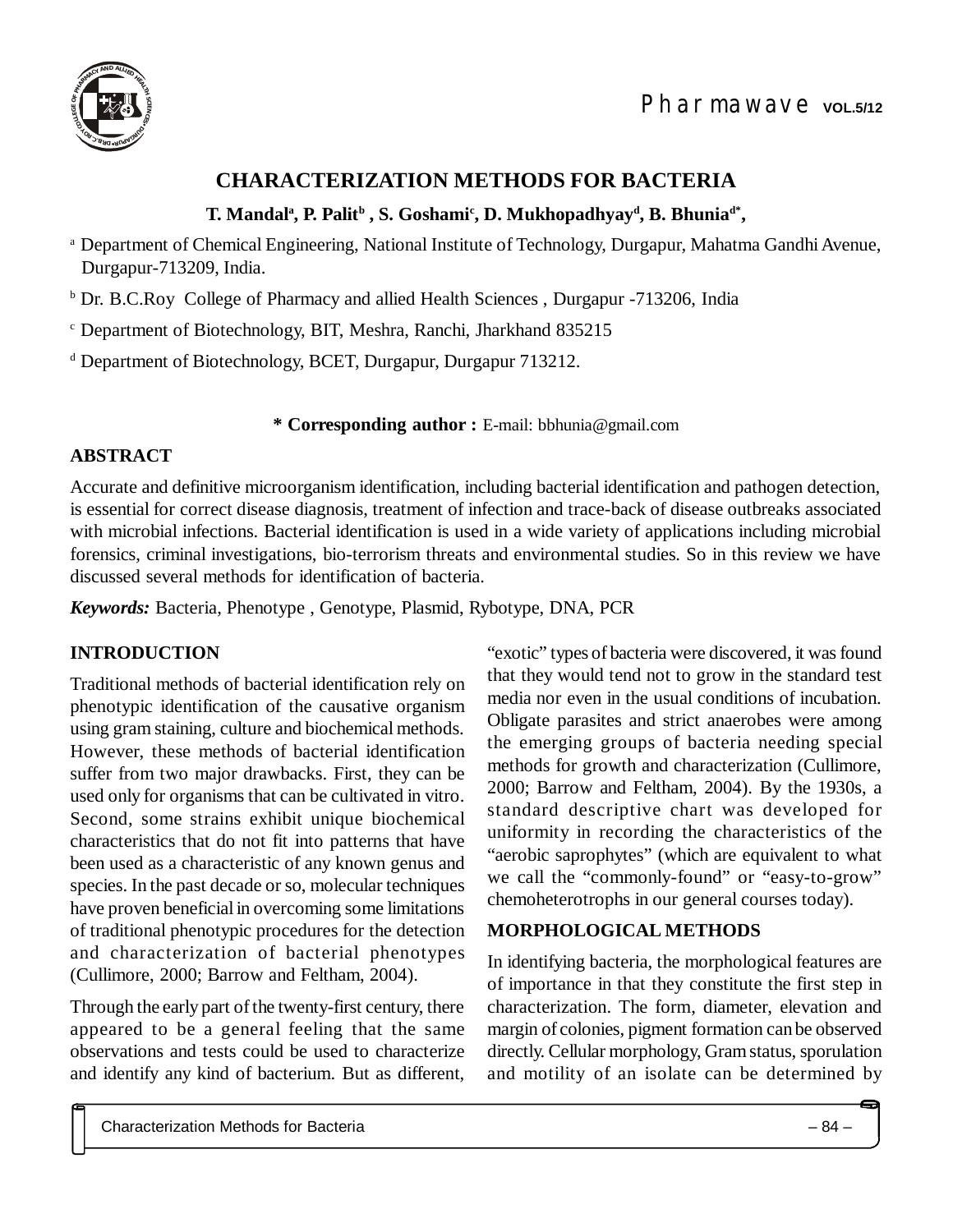# CHARACTERIZATION METHODS FOR BACTERIA

**T. Mandal[a], P. Palit[b], S. Goshami[c], D. Mukhopadhyay[d], B. Bhunia[d*],**

[a] Department of Chemical Engineering, National Institute of Technology, Durgapur, Mahatma Gandhi Avenue, Durgapur-713209, India.

[b] Dr. B.C.Roy College of Pharmacy and allied Health Sciences, Durgapur -713206, India

[c] Department of Biotechnology, BIT, Meshra, Ranchi, Jharkhand 835215

[d] Department of Biotechnology, BCET, Durgapur, Durgapur 713212.

**\* Corresponding author :** E-mail: bbhunia@gmail.com

## ABSTRACT

Accurate and definitive microorganism identification, including bacterial identification and pathogen detection, is essential for correct disease diagnosis, treatment of infection and trace-back of disease outbreaks associated with microbial infections. Bacterial identification is used in a wide variety of applications including microbial forensics, criminal investigations, bio-terrorism threats and environmental studies. So in this review we have discussed several methods for identification of bacteria.

***Keywords:*** Bacteria, Phenotype , Genotype, Plasmid, Rybotype, DNA, PCR

## INTRODUCTION

Traditional methods of bacterial identification rely on phenotypic identification of the causative organism using gram staining, culture and biochemical methods. However, these methods of bacterial identification suffer from two major drawbacks. First, they can be used only for organisms that can be cultivated in vitro. Second, some strains exhibit unique biochemical characteristics that do not fit into patterns that have been used as a characteristic of any known genus and species. In the past decade or so, molecular techniques have proven beneficial in overcoming some limitations of traditional phenotypic procedures for the detection and characterization of bacterial phenotypes (Cullimore, 2000; Barrow and Feltham, 2004).

Through the early part of the twenty-first century, there appeared to be a general feeling that the same observations and tests could be used to characterize and identify any kind of bacterium. But as different, "exotic" types of bacteria were discovered, it was found that they would tend not to grow in the standard test media nor even in the usual conditions of incubation. Obligate parasites and strict anaerobes were among the emerging groups of bacteria needing special methods for growth and characterization (Cullimore, 2000; Barrow and Feltham, 2004). By the 1930s, a standard descriptive chart was developed for uniformity in recording the characteristics of the "aerobic saprophytes" (which are equivalent to what we call the "commonly-found" or "easy-to-grow" chemoheterotrophs in our general courses today).

## MORPHOLOGICAL METHODS

In identifying bacteria, the morphological features are of importance in that they constitute the first step in characterization. The form, diameter, elevation and margin of colonies, pigment formation can be observed directly. Cellular morphology, Gram status, sporulation and motility of an isolate can be determined by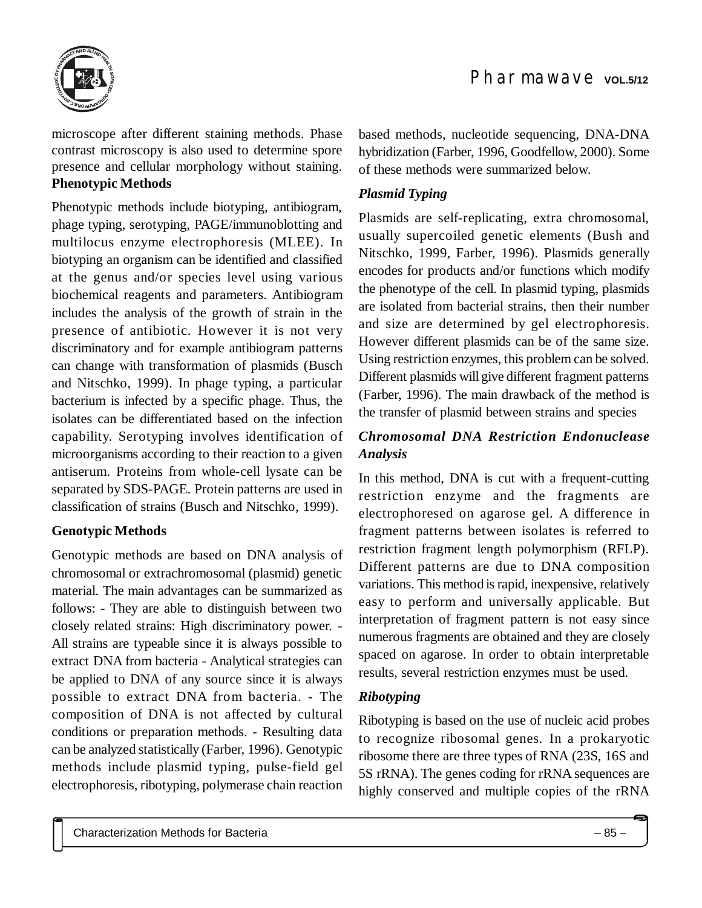microscope after different staining methods. Phase contrast microscopy is also used to determine spore presence and cellular morphology without staining.

**Phenotypic Methods**

Phenotypic methods include biotyping, antibiogram, phage typing, serotyping, PAGE/immunoblotting and multilocus enzyme electrophoresis (MLEE). In biotyping an organism can be identified and classified at the genus and/or species level using various biochemical reagents and parameters. Antibiogram includes the analysis of the growth of strain in the presence of antibiotic. However it is not very discriminatory and for example antibiogram patterns can change with transformation of plasmids (Busch and Nitschko, 1999). In phage typing, a particular bacterium is infected by a specific phage. Thus, the isolates can be differentiated based on the infection capability. Serotyping involves identification of microorganisms according to their reaction to a given antiserum. Proteins from whole-cell lysate can be separated by SDS-PAGE. Protein patterns are used in classification of strains (Busch and Nitschko, 1999).

**Genotypic Methods**

Genotypic methods are based on DNA analysis of chromosomal or extrachromosomal (plasmid) genetic material. The main advantages can be summarized as follows: - They are able to distinguish between two closely related strains: High discriminatory power. - All strains are typeable since it is always possible to extract DNA from bacteria - Analytical strategies can be applied to DNA of any source since it is always possible to extract DNA from bacteria. - The composition of DNA is not affected by cultural conditions or preparation methods. - Resulting data can be analyzed statistically (Farber, 1996). Genotypic methods include plasmid typing, pulse-field gel electrophoresis, ribotyping, polymerase chain reaction based methods, nucleotide sequencing, DNA-DNA hybridization (Farber, 1996, Goodfellow, 2000). Some of these methods were summarized below.

***Plasmid Typing***

Plasmids are self-replicating, extra chromosomal, usually supercoiled genetic elements (Bush and Nitschko, 1999, Farber, 1996). Plasmids generally encodes for products and/or functions which modify the phenotype of the cell. In plasmid typing, plasmids are isolated from bacterial strains, then their number and size are determined by gel electrophoresis. However different plasmids can be of the same size. Using restriction enzymes, this problem can be solved. Different plasmids will give different fragment patterns (Farber, 1996). The main drawback of the method is the transfer of plasmid between strains and species

***Chromosomal DNA Restriction Endonuclease Analysis***

In this method, DNA is cut with a frequent-cutting restriction enzyme and the fragments are electrophoresed on agarose gel. A difference in fragment patterns between isolates is referred to restriction fragment length polymorphism (RFLP). Different patterns are due to DNA composition variations. This method is rapid, inexpensive, relatively easy to perform and universally applicable. But interpretation of fragment pattern is not easy since numerous fragments are obtained and they are closely spaced on agarose. In order to obtain interpretable results, several restriction enzymes must be used.

***Ribotyping***

Ribotyping is based on the use of nucleic acid probes to recognize ribosomal genes. In a prokaryotic ribosome there are three types of RNA (23S, 16S and 5S rRNA). The genes coding for rRNA sequences are highly conserved and multiple copies of the rRNA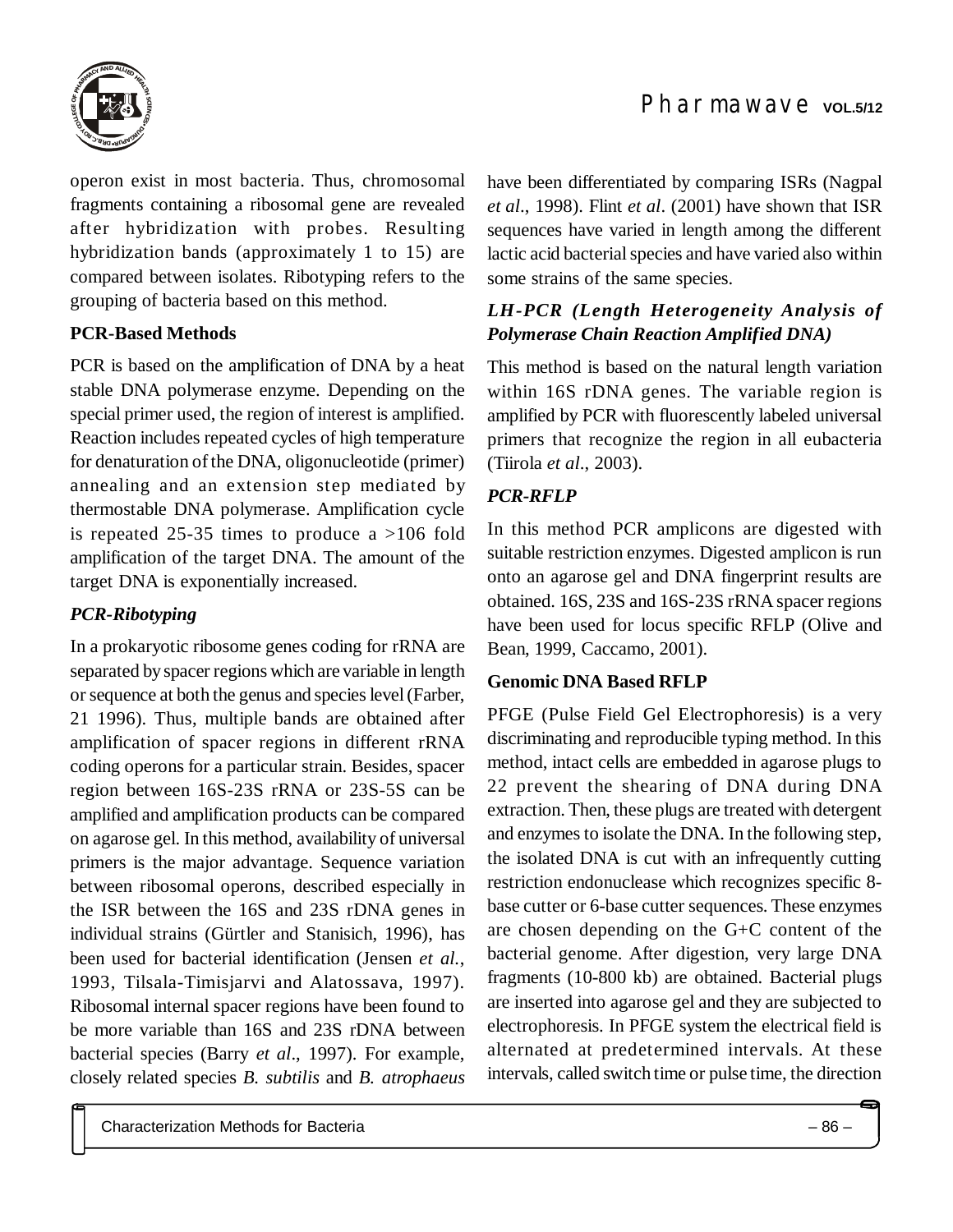operon exist in most bacteria. Thus, chromosomal fragments containing a ribosomal gene are revealed after hybridization with probes. Resulting hybridization bands (approximately 1 to 15) are compared between isolates. Ribotyping refers to the grouping of bacteria based on this method.

**PCR-Based Methods**

PCR is based on the amplification of DNA by a heat stable DNA polymerase enzyme. Depending on the special primer used, the region of interest is amplified. Reaction includes repeated cycles of high temperature for denaturation of the DNA, oligonucleotide (primer) annealing and an extension step mediated by thermostable DNA polymerase. Amplification cycle is repeated 25-35 times to produce a >106 fold amplification of the target DNA. The amount of the target DNA is exponentially increased.

***PCR-Ribotyping***

In a prokaryotic ribosome genes coding for rRNA are separated by spacer regions which are variable in length or sequence at both the genus and species level (Farber, 21 1996). Thus, multiple bands are obtained after amplification of spacer regions in different rRNA coding operons for a particular strain. Besides, spacer region between 16S-23S rRNA or 23S-5S can be amplified and amplification products can be compared on agarose gel. In this method, availability of universal primers is the major advantage. Sequence variation between ribosomal operons, described especially in the ISR between the 16S and 23S rDNA genes in individual strains (Gürtler and Stanisich, 1996), has been used for bacterial identification (Jensen *et al.*, 1993, Tilsala-Timisjarvi and Alatossava, 1997). Ribosomal internal spacer regions have been found to be more variable than 16S and 23S rDNA between bacterial species (Barry *et al*., 1997). For example, closely related species *B. subtilis* and *B. atrophaeus* have been differentiated by comparing ISRs (Nagpal *et al*., 1998). Flint *et al*. (2001) have shown that ISR sequences have varied in length among the different lactic acid bacterial species and have varied also within some strains of the same species.

***LH-PCR (Length Heterogeneity Analysis of Polymerase Chain Reaction Amplified DNA)***

This method is based on the natural length variation within 16S rDNA genes. The variable region is amplified by PCR with fluorescently labeled universal primers that recognize the region in all eubacteria (Tiirola *et al*., 2003).

***PCR-RFLP***

In this method PCR amplicons are digested with suitable restriction enzymes. Digested amplicon is run onto an agarose gel and DNA fingerprint results are obtained. 16S, 23S and 16S-23S rRNA spacer regions have been used for locus specific RFLP (Olive and Bean, 1999, Caccamo, 2001).

**Genomic DNA Based RFLP**

PFGE (Pulse Field Gel Electrophoresis) is a very discriminating and reproducible typing method. In this method, intact cells are embedded in agarose plugs to 22 prevent the shearing of DNA during DNA extraction. Then, these plugs are treated with detergent and enzymes to isolate the DNA. In the following step, the isolated DNA is cut with an infrequently cutting restriction endonuclease which recognizes specific 8-base cutter or 6-base cutter sequences. These enzymes are chosen depending on the G+C content of the bacterial genome. After digestion, very large DNA fragments (10-800 kb) are obtained. Bacterial plugs are inserted into agarose gel and they are subjected to electrophoresis. In PFGE system the electrical field is alternated at predetermined intervals. At these intervals, called switch time or pulse time, the direction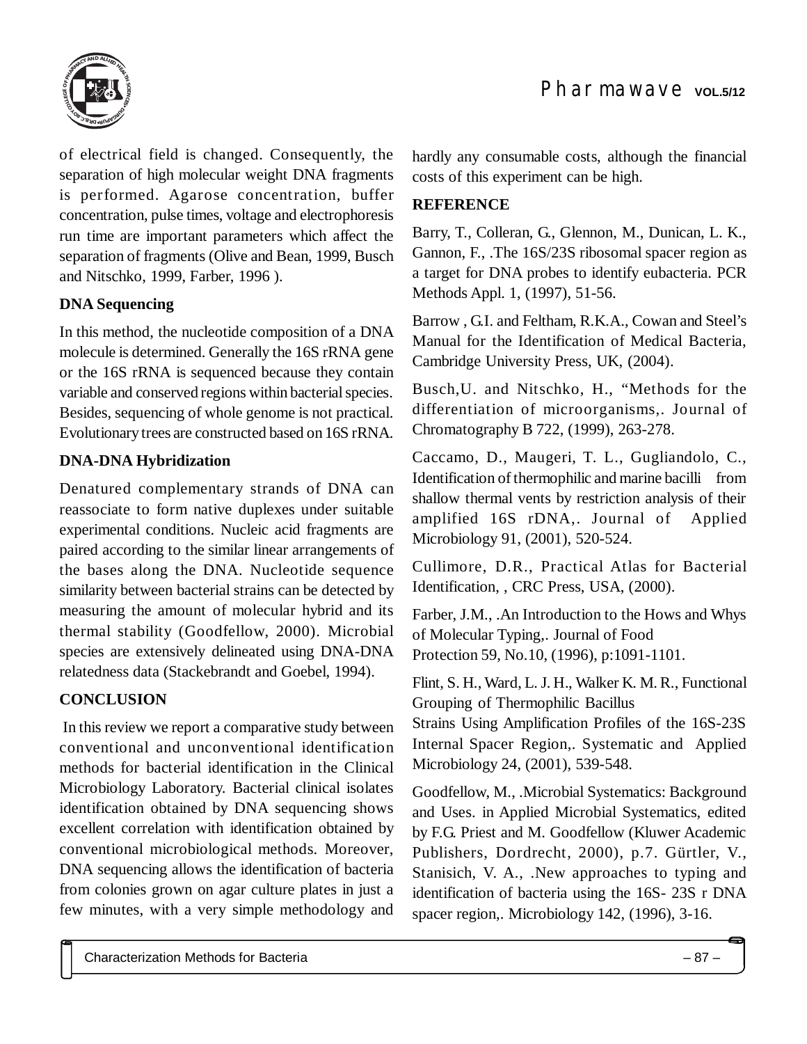of electrical field is changed. Consequently, the separation of high molecular weight DNA fragments is performed. Agarose concentration, buffer concentration, pulse times, voltage and electrophoresis run time are important parameters which affect the separation of fragments (Olive and Bean, 1999, Busch and Nitschko, 1999, Farber, 1996 ).

**DNA Sequencing**

In this method, the nucleotide composition of a DNA molecule is determined. Generally the 16S rRNA gene or the 16S rRNA is sequenced because they contain variable and conserved regions within bacterial species. Besides, sequencing of whole genome is not practical. Evolutionary trees are constructed based on 16S rRNA.

**DNA-DNA Hybridization**

Denatured complementary strands of DNA can reassociate to form native duplexes under suitable experimental conditions. Nucleic acid fragments are paired according to the similar linear arrangements of the bases along the DNA. Nucleotide sequence similarity between bacterial strains can be detected by measuring the amount of molecular hybrid and its thermal stability (Goodfellow, 2000). Microbial species are extensively delineated using DNA-DNA relatedness data (Stackebrandt and Goebel, 1994).

**CONCLUSION**

In this review we report a comparative study between conventional and unconventional identification methods for bacterial identification in the Clinical Microbiology Laboratory. Bacterial clinical isolates identification obtained by DNA sequencing shows excellent correlation with identification obtained by conventional microbiological methods. Moreover, DNA sequencing allows the identification of bacteria from colonies grown on agar culture plates in just a few minutes, with a very simple methodology and hardly any consumable costs, although the financial costs of this experiment can be high.

**REFERENCE**

Barry, T., Colleran, G., Glennon, M., Dunican, L. K., Gannon, F., .The 16S/23S ribosomal spacer region as a target for DNA probes to identify eubacteria. PCR Methods Appl. 1, (1997), 51-56.

Barrow , G.I. and Feltham, R.K.A., Cowan and Steel's Manual for the Identification of Medical Bacteria, Cambridge University Press, UK, (2004).

Busch,U. and Nitschko, H., "Methods for the differentiation of microorganisms,. Journal of Chromatography B 722, (1999), 263-278.

Caccamo, D., Maugeri, T. L., Gugliandolo, C., Identification of thermophilic and marine bacilli from shallow thermal vents by restriction analysis of their amplified 16S rDNA,. Journal of Applied Microbiology 91, (2001), 520-524.

Cullimore, D.R., Practical Atlas for Bacterial Identification, , CRC Press, USA, (2000).

Farber, J.M., .An Introduction to the Hows and Whys of Molecular Typing,. Journal of Food Protection 59, No.10, (1996), p:1091-1101.

Flint, S. H., Ward, L. J. H., Walker K. M. R., Functional Grouping of Thermophilic Bacillus Strains Using Amplification Profiles of the 16S-23S Internal Spacer Region,. Systematic and Applied Microbiology 24, (2001), 539-548.

Goodfellow, M., .Microbial Systematics: Background and Uses. in Applied Microbial Systematics, edited by F.G. Priest and M. Goodfellow (Kluwer Academic Publishers, Dordrecht, 2000), p.7. Gürtler, V., Stanisich, V. A., .New approaches to typing and identification of bacteria using the 16S- 23S r DNA spacer region,. Microbiology 142, (1996), 3-16.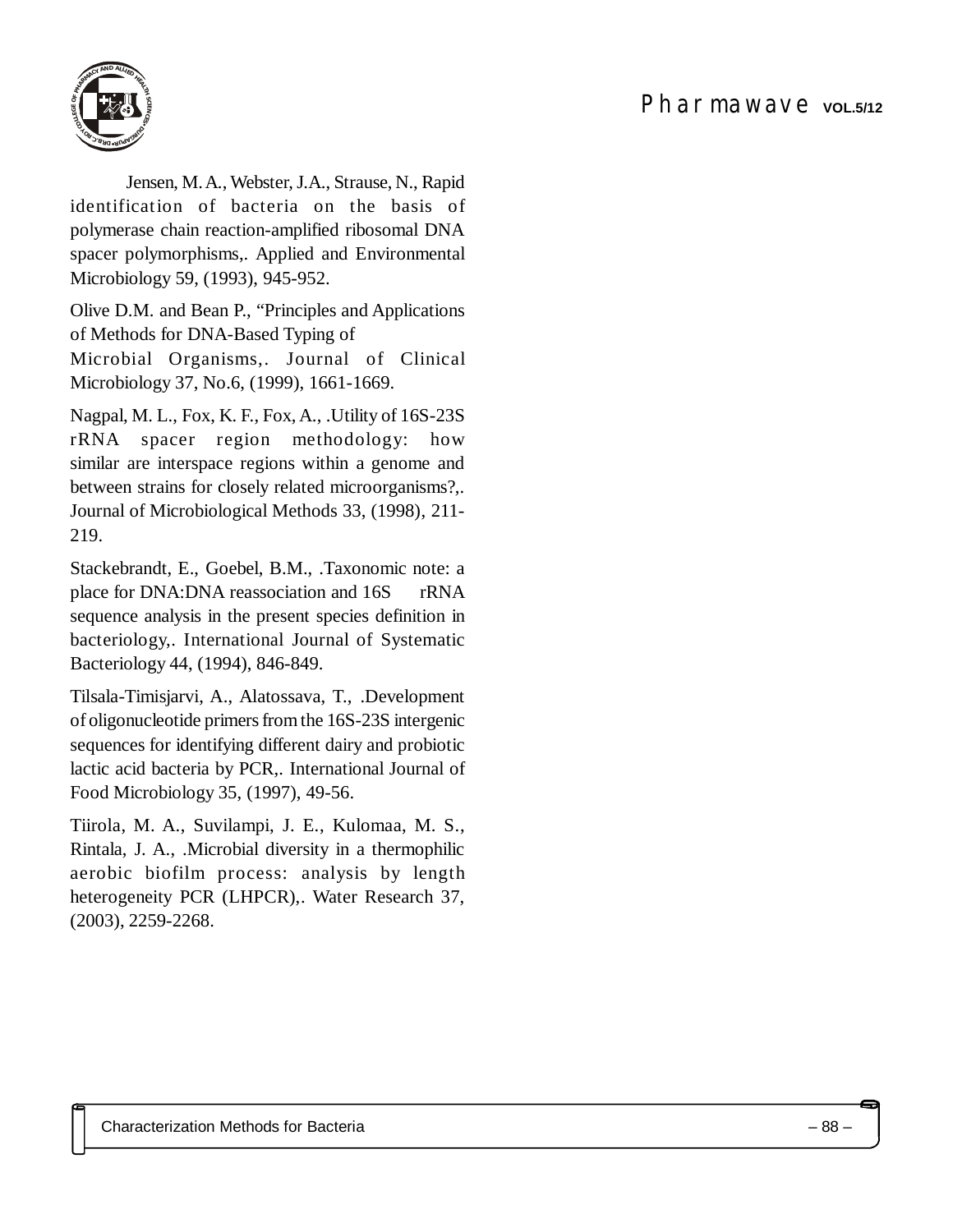Jensen, M. A., Webster, J.A., Strause, N., Rapid identification of bacteria on the basis of polymerase chain reaction-amplified ribosomal DNA spacer polymorphisms,. Applied and Environmental Microbiology 59, (1993), 945-952.

Olive D.M. and Bean P., "Principles and Applications of Methods for DNA-Based Typing of Microbial Organisms,. Journal of Clinical Microbiology 37, No.6, (1999), 1661-1669.

Nagpal, M. L., Fox, K. F., Fox, A., .Utility of 16S-23S rRNA spacer region methodology: how similar are interspace regions within a genome and between strains for closely related microorganisms?,. Journal of Microbiological Methods 33, (1998), 211-219.

Stackebrandt, E., Goebel, B.M., .Taxonomic note: a place for DNA:DNA reassociation and 16S rRNA sequence analysis in the present species definition in bacteriology,. International Journal of Systematic Bacteriology 44, (1994), 846-849.

Tilsala-Timisjarvi, A., Alatossava, T., .Development of oligonucleotide primers from the 16S-23S intergenic sequences for identifying different dairy and probiotic lactic acid bacteria by PCR,. International Journal of Food Microbiology 35, (1997), 49-56.

Tiirola, M. A., Suvilampi, J. E., Kulomaa, M. S., Rintala, J. A., .Microbial diversity in a thermophilic aerobic biofilm process: analysis by length heterogeneity PCR (LHPCR),. Water Research 37, (2003), 2259-2268.